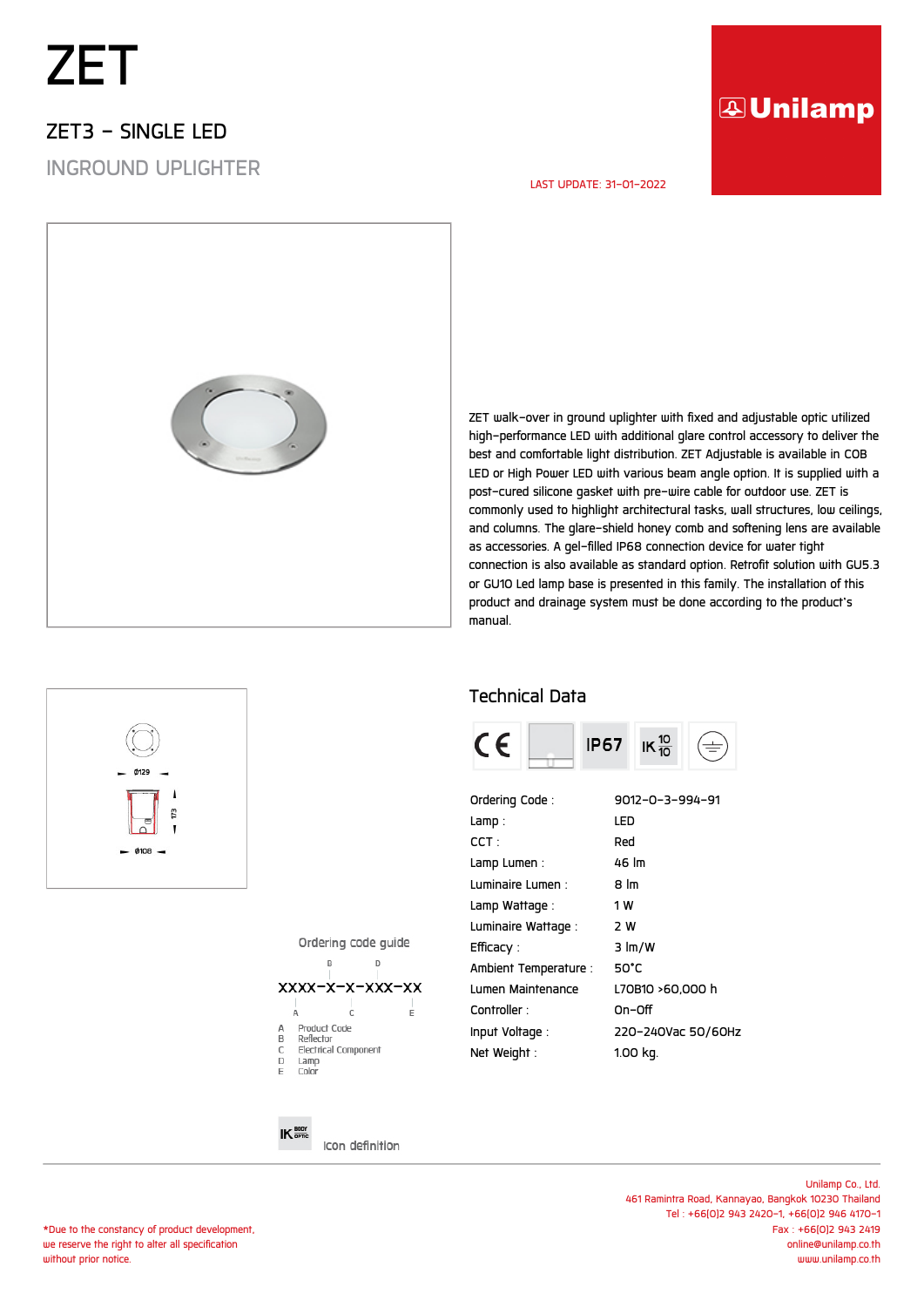# ZET

## ZET3 – SINGLE LED

### INGROUND UPLIGHTER

LAST UPDATE: 31-01-2022

Unilamp

ZET walk-over in ground uplighter with fixed and adjustable optic utilized high-performance LED with additional glare control accessory to deliver the best and comfortable light distribution. ZET Adjustable is available in COB LED or High Power LED with various beam angle option. It is supplied with a post-cured silicone gasket with pre-wire cable for outdoor use. ZET is commonly used to highlight architectural tasks, wall structures, low ceilings, and columns. The glare-shield honey comb and softening lens are available as accessories. A gel-filled IP68 connection device for water tight connection is also available as standard option. Retrofit solution with GU5.3 or GU10 Led lamp base is presented in this family. The installation of this product and drainage system must be done according to the product's manual.

Ø129

173

Ø108

## Technical Data

CE | IP67 | IK 10/10

| | |
|---|---|
| Ordering Code : | 9012-0-3-994-91 |
| Lamp : | LED |
| CCT : | Red |
| Lamp Lumen : | 46 lm |
| Luminaire Lumen : | 8 lm |
| Lamp Wattage : | 1 W |
| Luminaire Wattage : | 2 W |
| Efficacy : | 3 lm/W |
| Ambient Temperature : | 50°C |
| Lumen Maintenance | L70B10 >60,000 h |
| Controller : | On-Off |
| Input Voltage : | 220-240Vac 50/60Hz |
| Net Weight : | 1.00 kg. |

Ordering code guide

XXXX-X-X-XXX-XX

A Product Code
B Reflector
C Electrical Component
D Lamp
E Color

IK BODY OPTIC

Icon definition

*Due to the constancy of product development, we reserve the right to alter all specification without prior notice.

Unilamp Co., Ltd.
461 Ramintra Road, Kannayao, Bangkok 10230 Thailand
Tel : +66(0)2 943 2420-1, +66(0)2 946 4170-1
Fax : +66(0)2 943 2419
online@unilamp.co.th
www.unilamp.co.th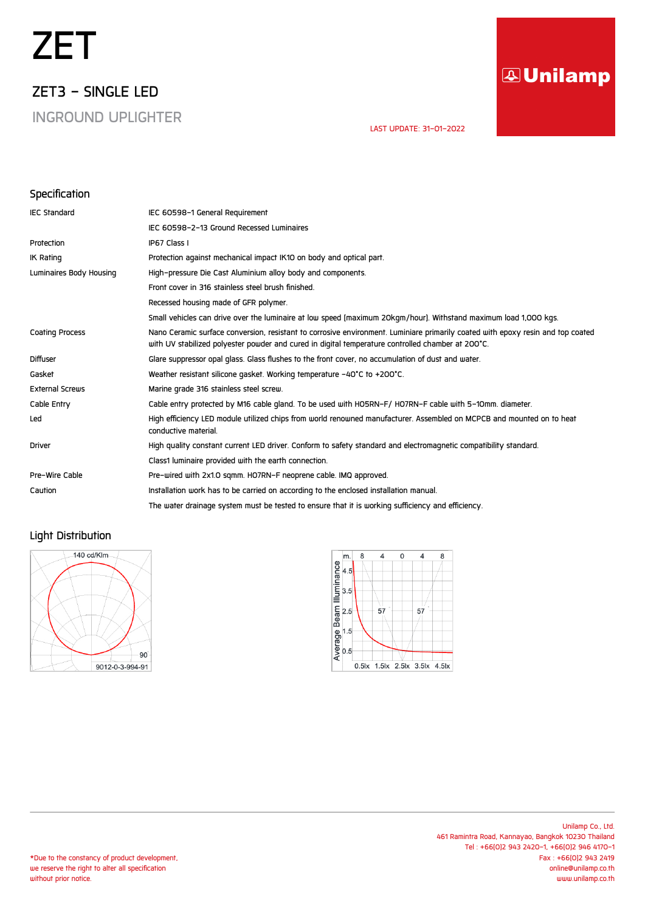# ZET

## ZET3 – SINGLE LED

### INGROUND UPLIGHTER

LAST UPDATE: 31-01-2022

## Specification

| | |
|---|---|
| IEC Standard | IEC 60598-1 General Requirement |
| | IEC 60598-2-13 Ground Recessed Luminaires |
| Protection | IP67 Class I |
| IK Rating | Protection against mechanical impact IK10 on body and optical part. |
| Luminaires Body Housing | High-pressure Die Cast Aluminium alloy body and components. |
| | Front cover in 316 stainless steel brush finished. |
| | Recessed housing made of GFR polymer. |
| | Small vehicles can drive over the luminaire at low speed (maximum 20kgm/hour). Withstand maximum load 1,000 kgs. |
| Coating Process | Nano Ceramic surface conversion, resistant to corrosive environment. Luminiare primarily coated with epoxy resin and top coated with UV stabilized polyester powder and cured in digital temperature controlled chamber at 200°C. |
| Diffuser | Glare suppressor opal glass. Glass flushes to the front cover, no accumulation of dust and water. |
| Gasket | Weather resistant silicone gasket. Working temperature -40°C to +200°C. |
| External Screws | Marine grade 316 stainless steel screw. |
| Cable Entry | Cable entry protected by M16 cable gland. To be used with H05RN-F/ H07RN-F cable with 5-10mm. diameter. |
| Led | High efficiency LED module utilized chips from world renowned manufacturer. Assembled on MCPCB and mounted on to heat conductive material. |
| Driver | High quality constant current LED driver. Conform to safety standard and electromagnetic compatibility standard. |
| | Class1 luminaire provided with the earth connection. |
| Pre-Wire Cable | Pre-wired with 2x1.0 sqmm. H07RN-F neoprene cable. IMQ approved. |
| Caution | Installation work has to be carried on according to the enclosed installation manual. |
| | The water drainage system must be tested to ensure that it is working sufficiency and efficiency. |

## Light Distribution

140 cd/Klm

90

9012-0-3-994-91

Average Beam Illuminance

m. 8 4 0 4 8

4.5 3.5 2.5 1.5 0.5

57 57

0.5lx 1.5lx 2.5lx 3.5lx 4.5lx

Unilamp Co., Ltd.
461 Ramintra Road, Kannayao, Bangkok 10230 Thailand
Tel : +66(0)2 943 2420-1, +66(0)2 946 4170-1
Fax : +66(0)2 943 2419
online@unilamp.co.th
www.unilamp.co.th

*Due to the constancy of product development, we reserve the right to alter all specification without prior notice.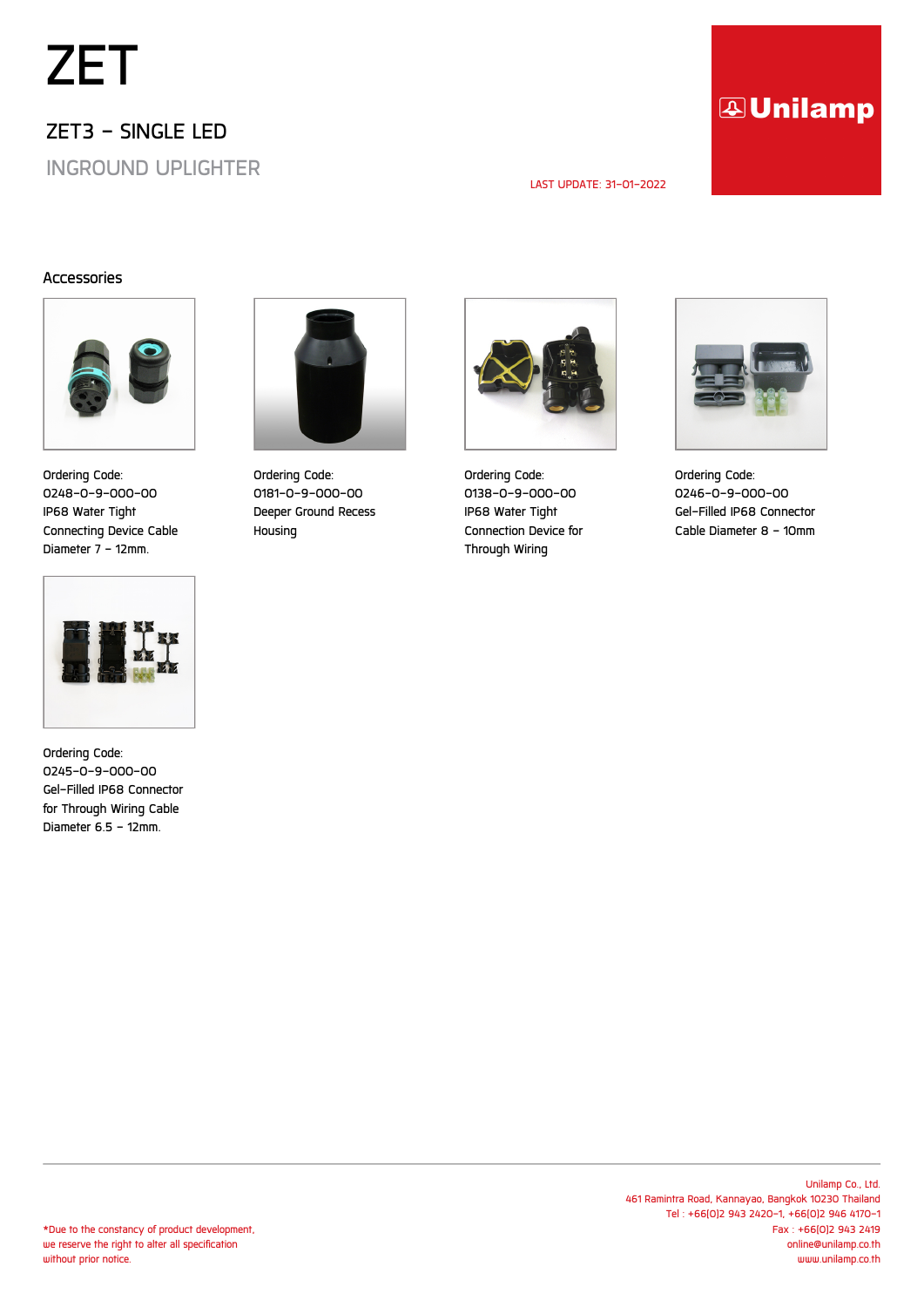# ZET

## ZET3 – SINGLE LED

INGROUND UPLIGHTER

LAST UPDATE: 31-01-2022

Unilamp

### Accessories

Ordering Code:
0248-0-9-000-00
IP68 Water Tight
Connecting Device Cable
Diameter 7 – 12mm.

Ordering Code:
0181-0-9-000-00
Deeper Ground Recess
Housing

Ordering Code:
0138-0-9-000-00
IP68 Water Tight
Connection Device for
Through Wiring

Ordering Code:
0246-0-9-000-00
Gel-Filled IP68 Connector
Cable Diameter 8 – 10mm

Ordering Code:
0245-0-9-000-00
Gel-Filled IP68 Connector
for Through Wiring Cable
Diameter 6.5 – 12mm.

*Due to the constancy of product development,
we reserve the right to alter all specification
without prior notice.

Unilamp Co., Ltd.
461 Ramintra Road, Kannayao, Bangkok 10230 Thailand
Tel : +66(0)2 943 2420-1, +66(0)2 946 4170-1
Fax : +66(0)2 943 2419
online@unilamp.co.th
www.unilamp.co.th